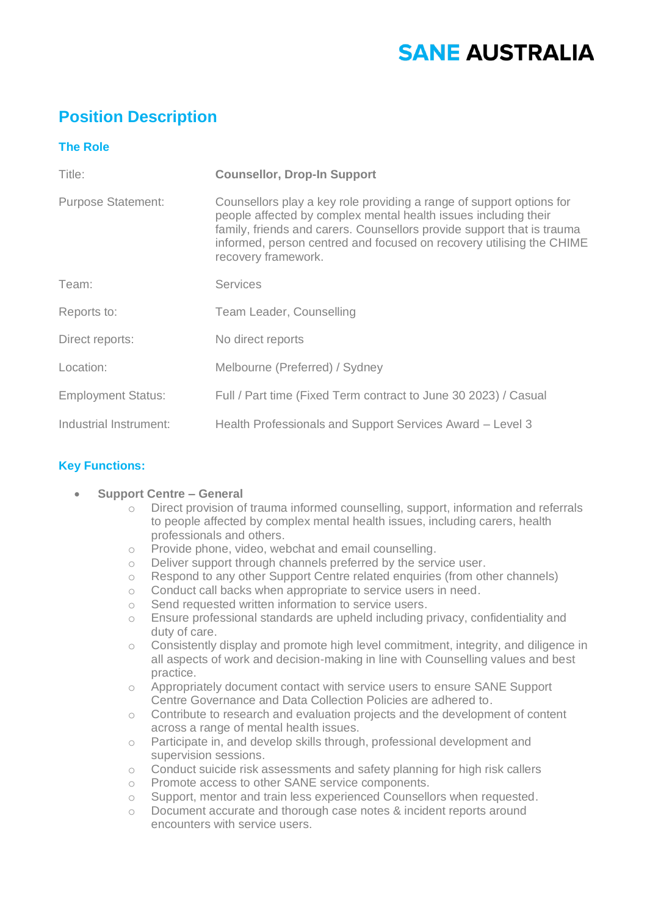# SANE AUSTRALIA

## Position Description

### The Role

| | |
|---|---|
| Title: | **Counsellor, Drop-In Support** |
| Purpose Statement: | Counsellors play a key role providing a range of support options for people affected by complex mental health issues including their family, friends and carers. Counsellors provide support that is trauma informed, person centred and focused on recovery utilising the CHIME recovery framework. |
| Team: | Services |
| Reports to: | Team Leader, Counselling |
| Direct reports: | No direct reports |
| Location: | Melbourne (Preferred) / Sydney |
| Employment Status: | Full / Part time (Fixed Term contract to June 30 2023) / Casual |
| Industrial Instrument: | Health Professionals and Support Services Award – Level 3 |

### Key Functions:

- **Support Centre – General**
  - Direct provision of trauma informed counselling, support, information and referrals to people affected by complex mental health issues, including carers, health professionals and others.
  - Provide phone, video, webchat and email counselling.
  - Deliver support through channels preferred by the service user.
  - Respond to any other Support Centre related enquiries (from other channels)
  - Conduct call backs when appropriate to service users in need.
  - Send requested written information to service users.
  - Ensure professional standards are upheld including privacy, confidentiality and duty of care.
  - Consistently display and promote high level commitment, integrity, and diligence in all aspects of work and decision-making in line with Counselling values and best practice.
  - Appropriately document contact with service users to ensure SANE Support Centre Governance and Data Collection Policies are adhered to.
  - Contribute to research and evaluation projects and the development of content across a range of mental health issues.
  - Participate in, and develop skills through, professional development and supervision sessions.
  - Conduct suicide risk assessments and safety planning for high risk callers
  - Promote access to other SANE service components.
  - Support, mentor and train less experienced Counsellors when requested.
  - Document accurate and thorough case notes & incident reports around encounters with service users.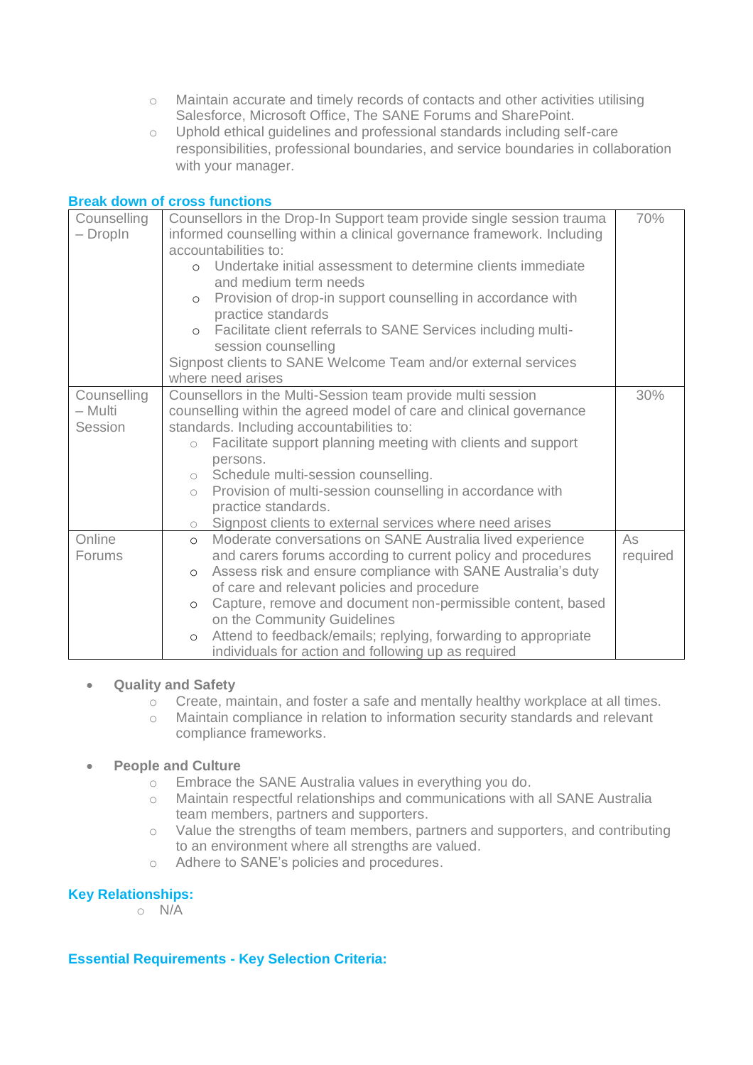- Maintain accurate and timely records of contacts and other activities utilising Salesforce, Microsoft Office, The SANE Forums and SharePoint.
- Uphold ethical guidelines and professional standards including self-care responsibilities, professional boundaries, and service boundaries in collaboration with your manager.

### Break down of cross functions

| | | |
|---|---|---|
| Counselling – DropIn | Counsellors in the Drop-In Support team provide single session trauma informed counselling within a clinical governance framework. Including accountabilities to:<br>○ Undertake initial assessment to determine clients immediate and medium term needs<br>○ Provision of drop-in support counselling in accordance with practice standards<br>○ Facilitate client referrals to SANE Services including multi-session counselling<br>Signpost clients to SANE Welcome Team and/or external services where need arises | 70% |
| Counselling – Multi Session | Counsellors in the Multi-Session team provide multi session counselling within the agreed model of care and clinical governance standards. Including accountabilities to:<br>○ Facilitate support planning meeting with clients and support persons.<br>○ Schedule multi-session counselling.<br>○ Provision of multi-session counselling in accordance with practice standards.<br>○ Signpost clients to external services where need arises | 30% |
| Online Forums | ○ Moderate conversations on SANE Australia lived experience and carers forums according to current policy and procedures<br>○ Assess risk and ensure compliance with SANE Australia's duty of care and relevant policies and procedure<br>○ Capture, remove and document non-permissible content, based on the Community Guidelines<br>○ Attend to feedback/emails; replying, forwarding to appropriate individuals for action and following up as required | As required |

- **Quality and Safety**
  - Create, maintain, and foster a safe and mentally healthy workplace at all times.
  - Maintain compliance in relation to information security standards and relevant compliance frameworks.

- **People and Culture**
  - Embrace the SANE Australia values in everything you do.
  - Maintain respectful relationships and communications with all SANE Australia team members, partners and supporters.
  - Value the strengths of team members, partners and supporters, and contributing to an environment where all strengths are valued.
  - Adhere to SANE's policies and procedures.

### Key Relationships:

- N/A

### Essential Requirements - Key Selection Criteria: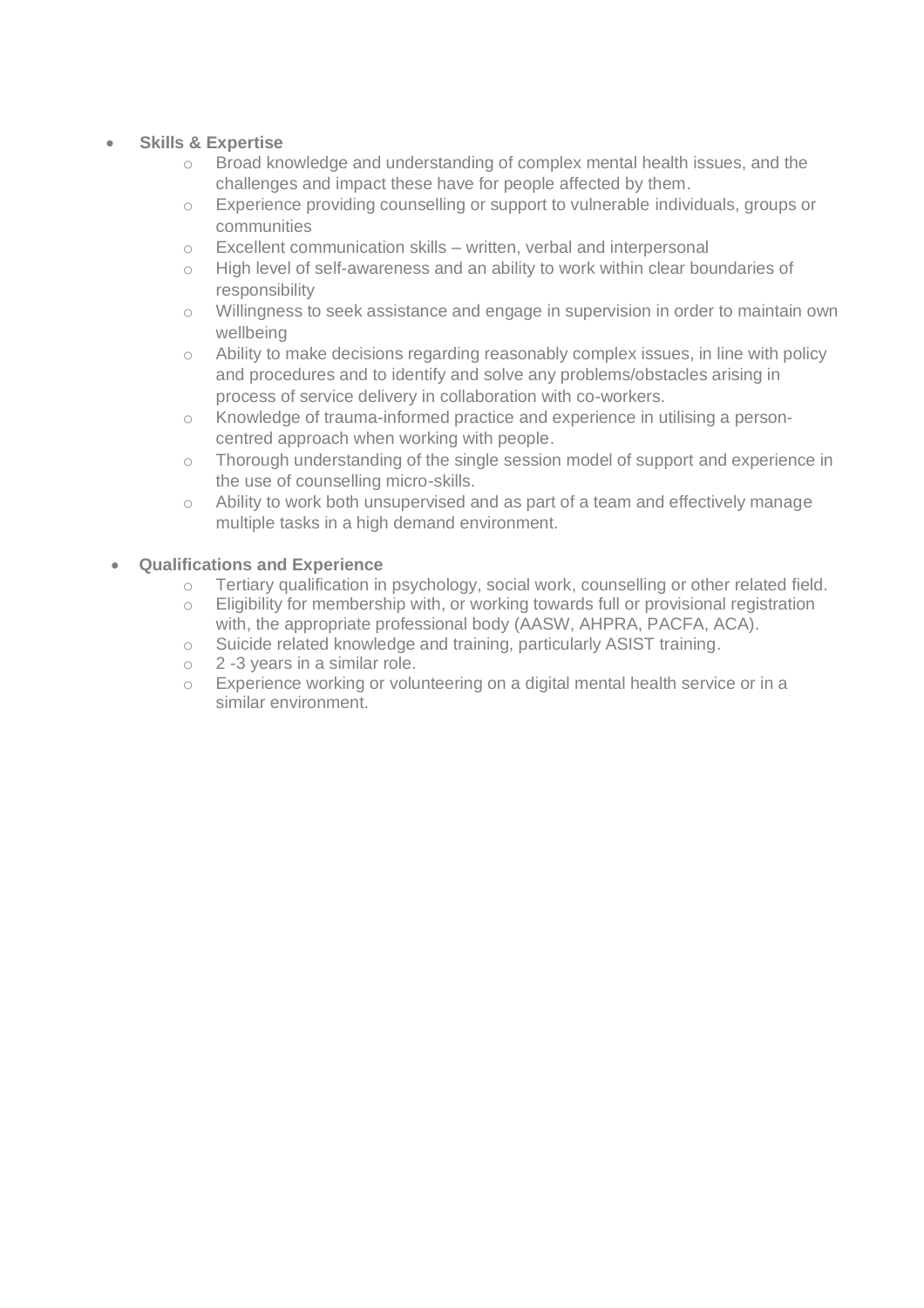- **Skills & Expertise**
  - Broad knowledge and understanding of complex mental health issues, and the challenges and impact these have for people affected by them.
  - Experience providing counselling or support to vulnerable individuals, groups or communities
  - Excellent communication skills – written, verbal and interpersonal
  - High level of self-awareness and an ability to work within clear boundaries of responsibility
  - Willingness to seek assistance and engage in supervision in order to maintain own wellbeing
  - Ability to make decisions regarding reasonably complex issues, in line with policy and procedures and to identify and solve any problems/obstacles arising in process of service delivery in collaboration with co-workers.
  - Knowledge of trauma-informed practice and experience in utilising a person-centred approach when working with people.
  - Thorough understanding of the single session model of support and experience in the use of counselling micro-skills.
  - Ability to work both unsupervised and as part of a team and effectively manage multiple tasks in a high demand environment.

- **Qualifications and Experience**
  - Tertiary qualification in psychology, social work, counselling or other related field.
  - Eligibility for membership with, or working towards full or provisional registration with, the appropriate professional body (AASW, AHPRA, PACFA, ACA).
  - Suicide related knowledge and training, particularly ASIST training.
  - 2 -3 years in a similar role.
  - Experience working or volunteering on a digital mental health service or in a similar environment.